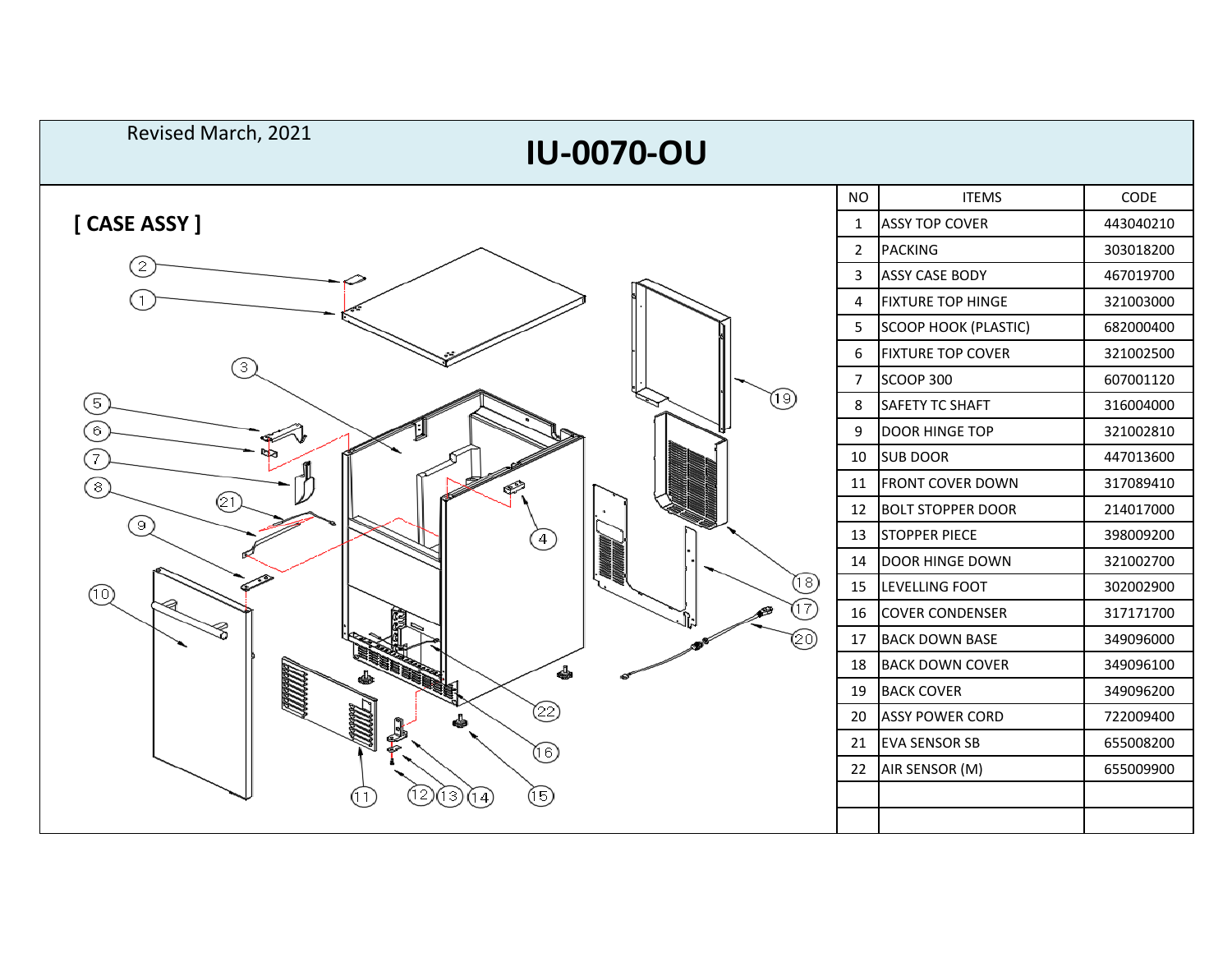Revised March, 2021

# IU-0070-OU

## [ CASE ASSY ]

| NO | ITEMS | CODE |
| --- | --- | --- |
| 1 | ASSY TOP COVER | 443040210 |
| 2 | PACKING | 303018200 |
| 3 | ASSY CASE BODY | 467019700 |
| 4 | FIXTURE TOP HINGE | 321003000 |
| 5 | SCOOP HOOK (PLASTIC) | 682000400 |
| 6 | FIXTURE TOP COVER | 321002500 |
| 7 | SCOOP 300 | 607001120 |
| 8 | SAFETY TC SHAFT | 316004000 |
| 9 | DOOR HINGE TOP | 321002810 |
| 10 | SUB DOOR | 447013600 |
| 11 | FRONT COVER DOWN | 317089410 |
| 12 | BOLT STOPPER DOOR | 214017000 |
| 13 | STOPPER PIECE | 398009200 |
| 14 | DOOR HINGE DOWN | 321002700 |
| 15 | LEVELLING FOOT | 302002900 |
| 16 | COVER CONDENSER | 317171700 |
| 17 | BACK DOWN BASE | 349096000 |
| 18 | BACK DOWN COVER | 349096100 |
| 19 | BACK COVER | 349096200 |
| 20 | ASSY POWER CORD | 722009400 |
| 21 | EVA SENSOR SB | 655008200 |
| 22 | AIR SENSOR (M) | 655009900 |
| | | |
| | | |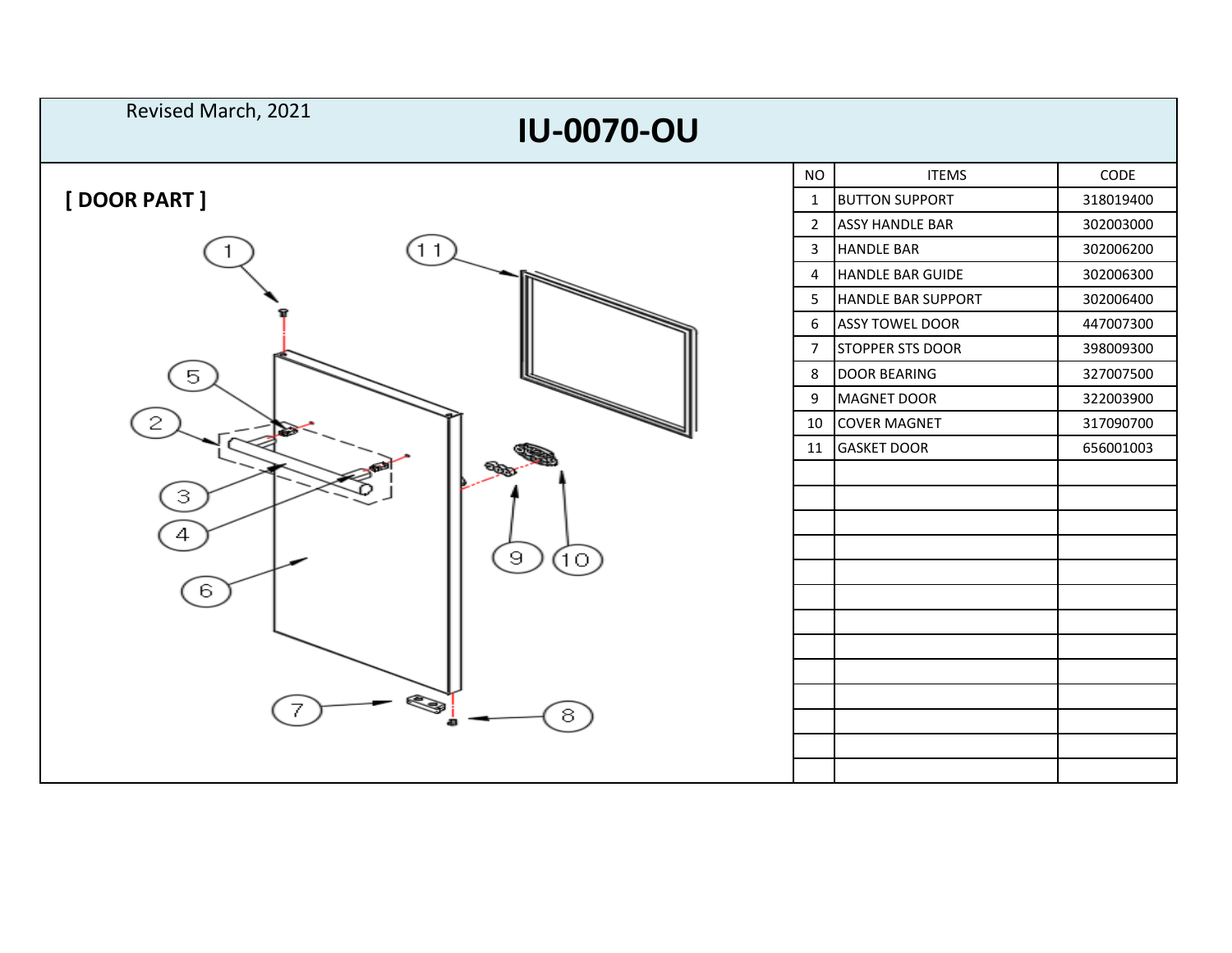Revised March, 2021

# IU-0070-OU

## [ DOOR PART ]

| NO | ITEMS | CODE |
|---|---|---|
| 1 | BUTTON SUPPORT | 318019400 |
| 2 | ASSY HANDLE BAR | 302003000 |
| 3 | HANDLE BAR | 302006200 |
| 4 | HANDLE BAR GUIDE | 302006300 |
| 5 | HANDLE BAR SUPPORT | 302006400 |
| 6 | ASSY TOWEL DOOR | 447007300 |
| 7 | STOPPER STS DOOR | 398009300 |
| 8 | DOOR BEARING | 327007500 |
| 9 | MAGNET DOOR | 322003900 |
| 10 | COVER MAGNET | 317090700 |
| 11 | GASKET DOOR | 656001003 |
| | | |
| | | |
| | | |
| | | |
| | | |
| | | |
| | | |
| | | |
| | | |
| | | |
| | | |
| | | |
| | | |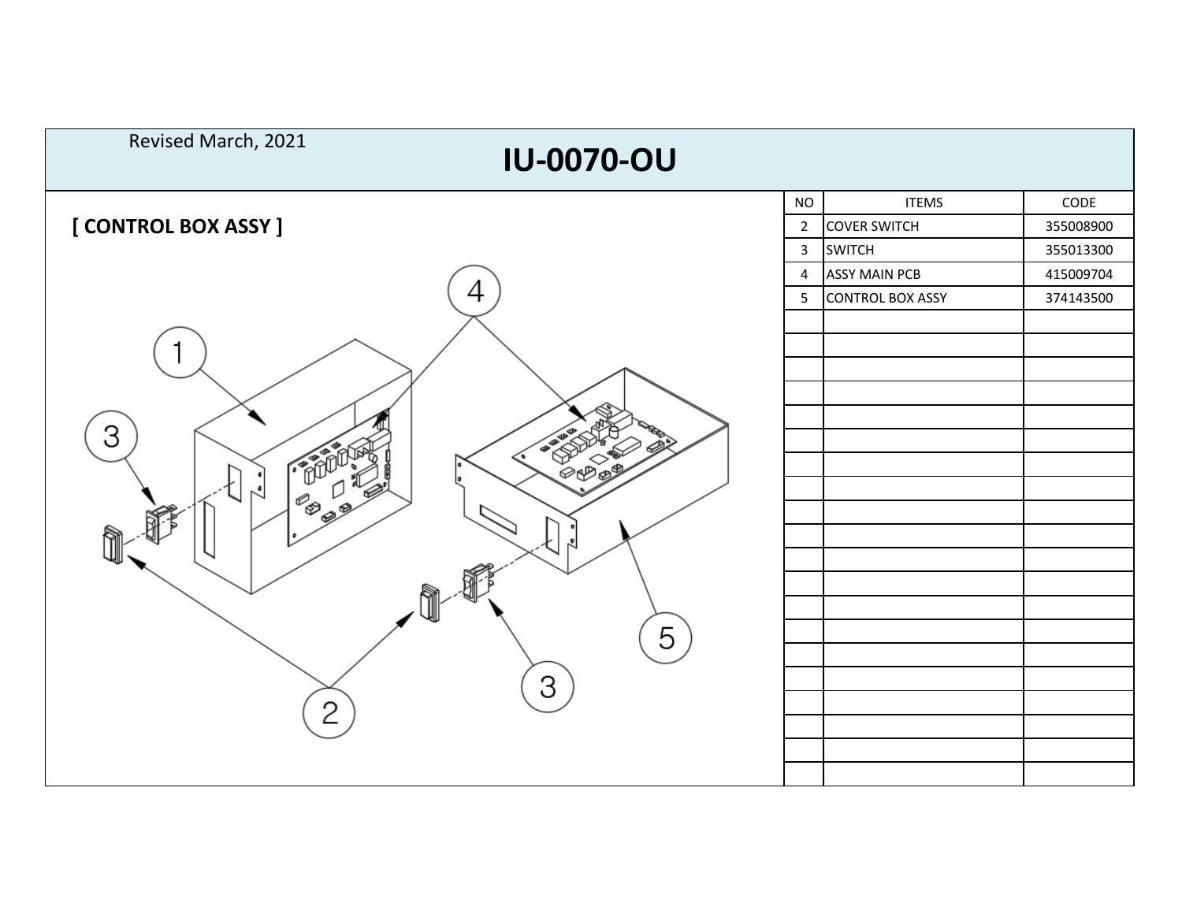Revised March, 2021

# IU-0070-OU

## [ CONTROL BOX ASSY ]

| NO | ITEMS | CODE |
|---|---|---|
| 2 | COVER SWITCH | 355008900 |
| 3 | SWITCH | 355013300 |
| 4 | ASSY MAIN PCB | 415009704 |
| 5 | CONTROL BOX ASSY | 374143500 |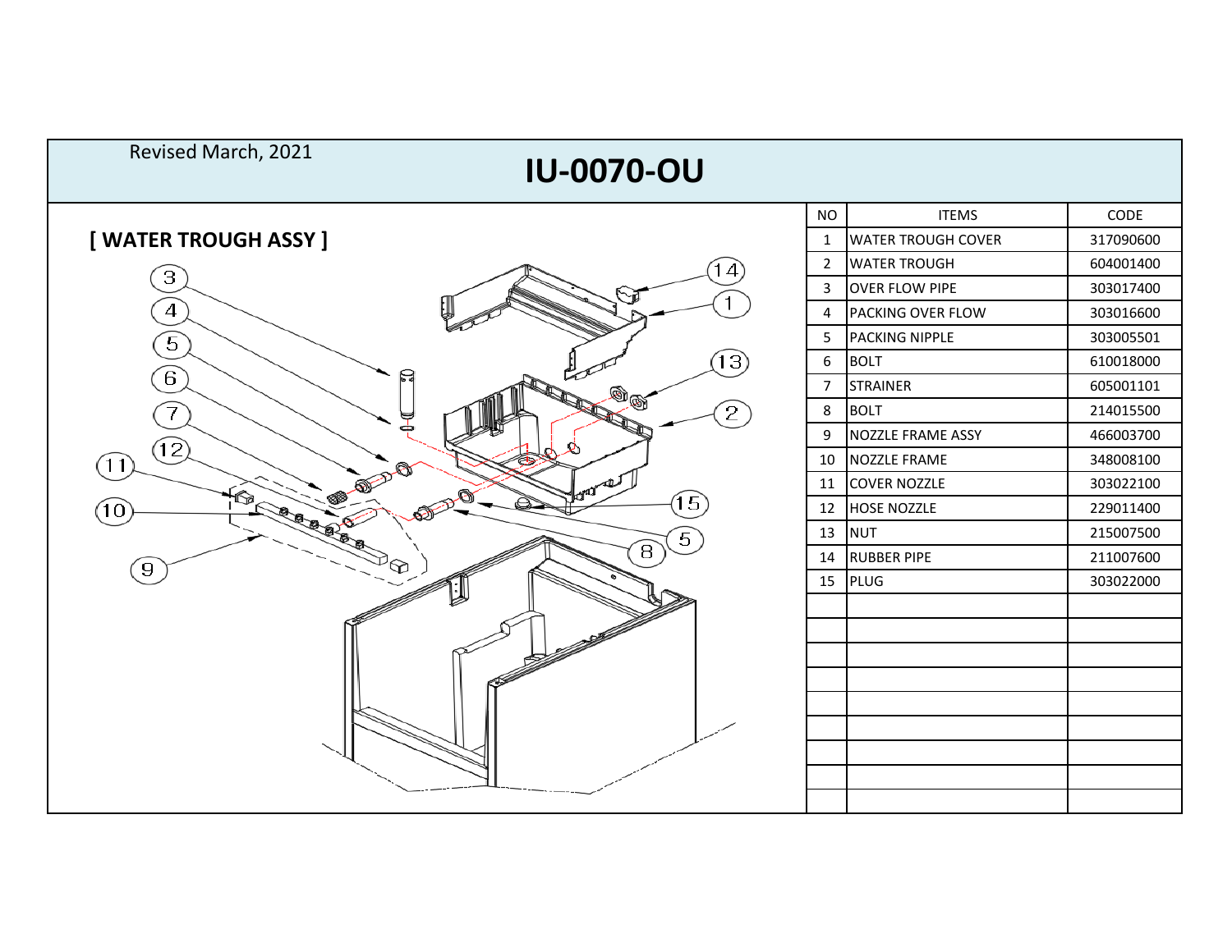Revised March, 2021

# IU-0070-OU

## [ WATER TROUGH ASSY ]

| NO | ITEMS | CODE |
|---|---|---|
| 1 | WATER TROUGH COVER | 317090600 |
| 2 | WATER TROUGH | 604001400 |
| 3 | OVER FLOW PIPE | 303017400 |
| 4 | PACKING OVER FLOW | 303016600 |
| 5 | PACKING NIPPLE | 303005501 |
| 6 | BOLT | 610018000 |
| 7 | STRAINER | 605001101 |
| 8 | BOLT | 214015500 |
| 9 | NOZZLE FRAME ASSY | 466003700 |
| 10 | NOZZLE FRAME | 348008100 |
| 11 | COVER NOZZLE | 303022100 |
| 12 | HOSE NOZZLE | 229011400 |
| 13 | NUT | 215007500 |
| 14 | RUBBER PIPE | 211007600 |
| 15 | PLUG | 303022000 |
| | | |
| | | |
| | | |
| | | |
| | | |
| | | |
| | | |
| | | |
| | | |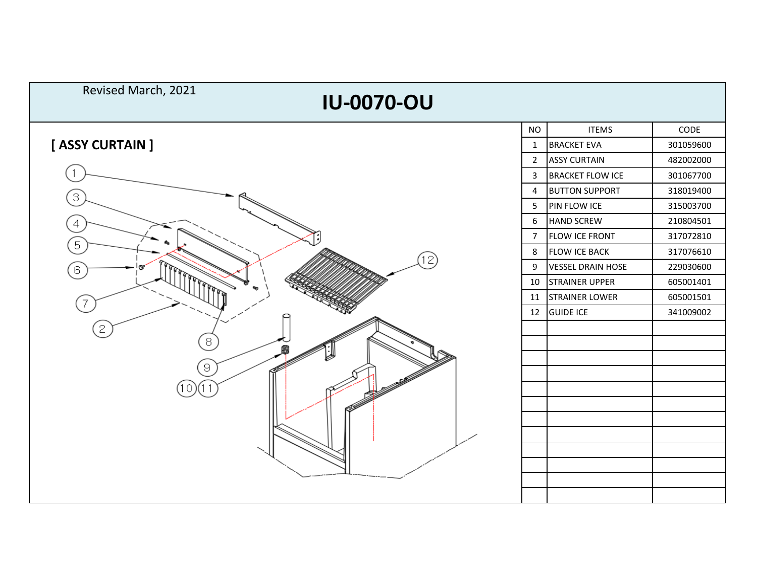Revised March, 2021

# IU-0070-OU

## [ ASSY CURTAIN ]

| NO | ITEMS | CODE |
|---|---|---|
| 1 | BRACKET EVA | 301059600 |
| 2 | ASSY CURTAIN | 482002000 |
| 3 | BRACKET FLOW ICE | 301067700 |
| 4 | BUTTON SUPPORT | 318019400 |
| 5 | PIN FLOW ICE | 315003700 |
| 6 | HAND SCREW | 210804501 |
| 7 | FLOW ICE FRONT | 317072810 |
| 8 | FLOW ICE BACK | 317076610 |
| 9 | VESSEL DRAIN HOSE | 229030600 |
| 10 | STRAINER UPPER | 605001401 |
| 11 | STRAINER LOWER | 605001501 |
| 12 | GUIDE ICE | 341009002 |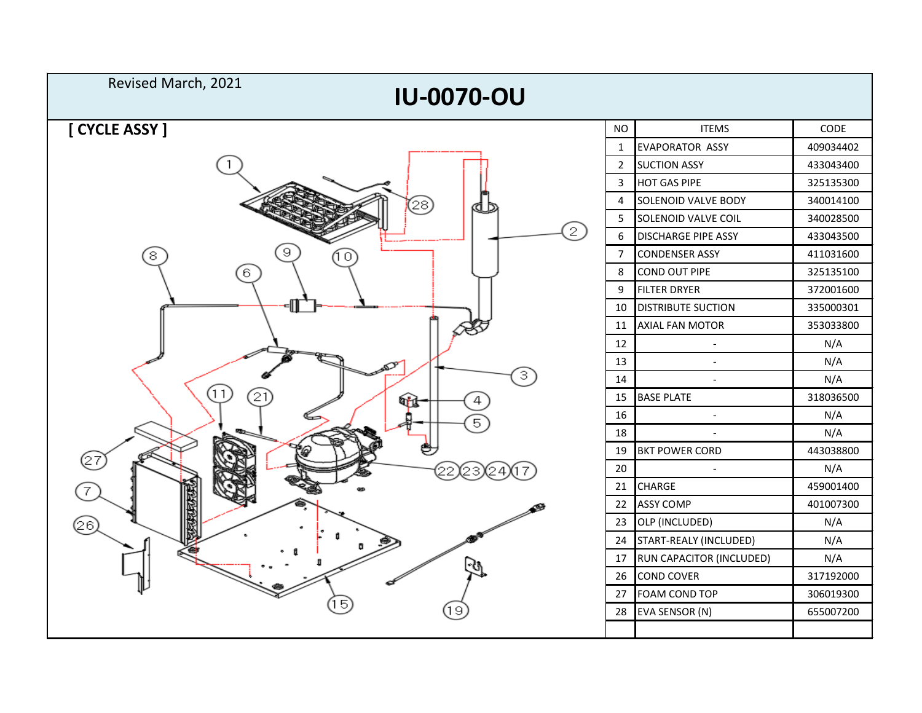Revised March, 2021

# IU-0070-OU

## [ CYCLE ASSY ]

| NO | ITEMS | CODE |
|---|---|---|
| 1 | EVAPORATOR ASSY | 409034402 |
| 2 | SUCTION ASSY | 433043400 |
| 3 | HOT GAS PIPE | 325135300 |
| 4 | SOLENOID VALVE BODY | 340014100 |
| 5 | SOLENOID VALVE COIL | 340028500 |
| 6 | DISCHARGE PIPE ASSY | 433043500 |
| 7 | CONDENSER ASSY | 411031600 |
| 8 | COND OUT PIPE | 325135100 |
| 9 | FILTER DRYER | 372001600 |
| 10 | DISTRIBUTE SUCTION | 335000301 |
| 11 | AXIAL FAN MOTOR | 353033800 |
| 12 | - | N/A |
| 13 | - | N/A |
| 14 | - | N/A |
| 15 | BASE PLATE | 318036500 |
| 16 | - | N/A |
| 18 | - | N/A |
| 19 | BKT POWER CORD | 443038800 |
| 20 | - | N/A |
| 21 | CHARGE | 459001400 |
| 22 | ASSY COMP | 401007300 |
| 23 | OLP (INCLUDED) | N/A |
| 24 | START-REALY (INCLUDED) | N/A |
| 17 | RUN CAPACITOR (INCLUDED) | N/A |
| 26 | COND COVER | 317192000 |
| 27 | FOAM COND TOP | 306019300 |
| 28 | EVA SENSOR (N) | 655007200 |
| | | |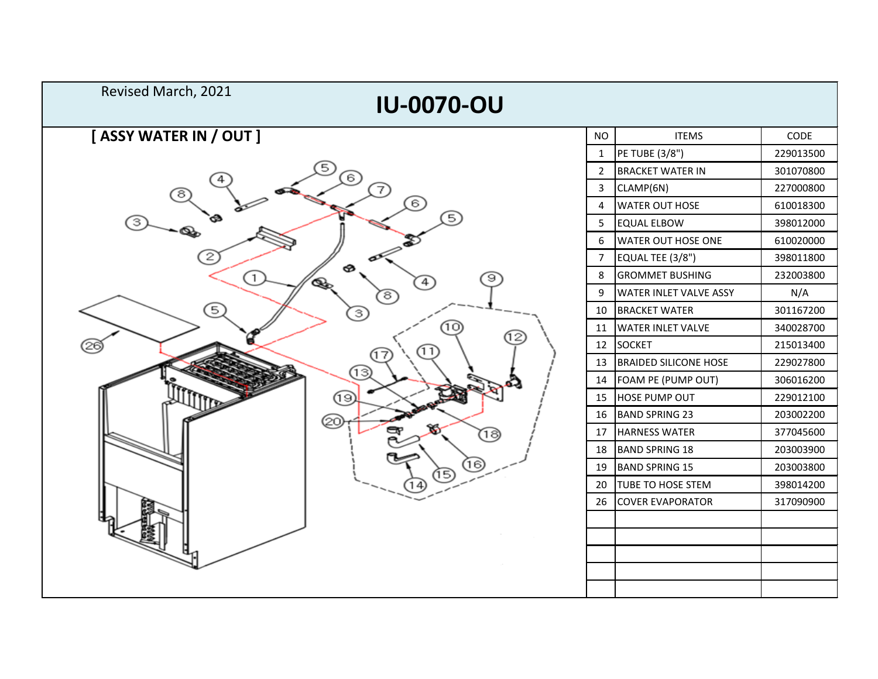Revised March, 2021

# IU-0070-OU

## [ ASSY WATER IN / OUT ]

| NO | ITEMS | CODE |
|---|---|---|
| 1 | PE TUBE (3/8") | 229013500 |
| 2 | BRACKET WATER IN | 301070800 |
| 3 | CLAMP(6N) | 227000800 |
| 4 | WATER OUT HOSE | 610018300 |
| 5 | EQUAL ELBOW | 398012000 |
| 6 | WATER OUT HOSE ONE | 610020000 |
| 7 | EQUAL TEE (3/8") | 398011800 |
| 8 | GROMMET BUSHING | 232003800 |
| 9 | WATER INLET VALVE ASSY | N/A |
| 10 | BRACKET WATER | 301167200 |
| 11 | WATER INLET VALVE | 340028700 |
| 12 | SOCKET | 215013400 |
| 13 | BRAIDED SILICONE HOSE | 229027800 |
| 14 | FOAM PE (PUMP OUT) | 306016200 |
| 15 | HOSE PUMP OUT | 229012100 |
| 16 | BAND SPRING 23 | 203002200 |
| 17 | HARNESS WATER | 377045600 |
| 18 | BAND SPRING 18 | 203003900 |
| 19 | BAND SPRING 15 | 203003800 |
| 20 | TUBE TO HOSE STEM | 398014200 |
| 26 | COVER EVAPORATOR | 317090900 |
| | | |
| | | |
| | | |
| | | |
| | | |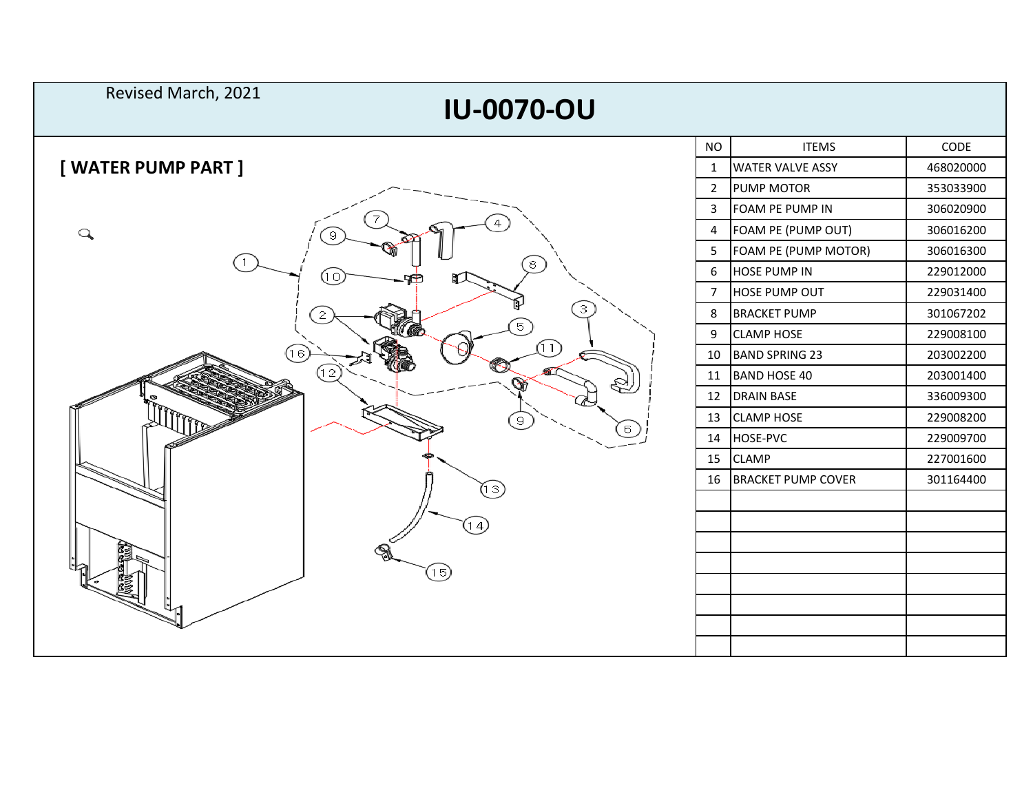Revised March, 2021

# IU-0070-OU

## [ WATER PUMP PART ]

| NO | ITEMS | CODE |
|---|---|---|
| 1 | WATER VALVE ASSY | 468020000 |
| 2 | PUMP MOTOR | 353033900 |
| 3 | FOAM PE PUMP IN | 306020900 |
| 4 | FOAM PE (PUMP OUT) | 306016200 |
| 5 | FOAM PE (PUMP MOTOR) | 306016300 |
| 6 | HOSE PUMP IN | 229012000 |
| 7 | HOSE PUMP OUT | 229031400 |
| 8 | BRACKET PUMP | 301067202 |
| 9 | CLAMP HOSE | 229008100 |
| 10 | BAND SPRING 23 | 203002200 |
| 11 | BAND HOSE 40 | 203001400 |
| 12 | DRAIN BASE | 336009300 |
| 13 | CLAMP HOSE | 229008200 |
| 14 | HOSE-PVC | 229009700 |
| 15 | CLAMP | 227001600 |
| 16 | BRACKET PUMP COVER | 301164400 |
| | | |
| | | |
| | | |
| | | |
| | | |
| | | |
| | | |
| | | |